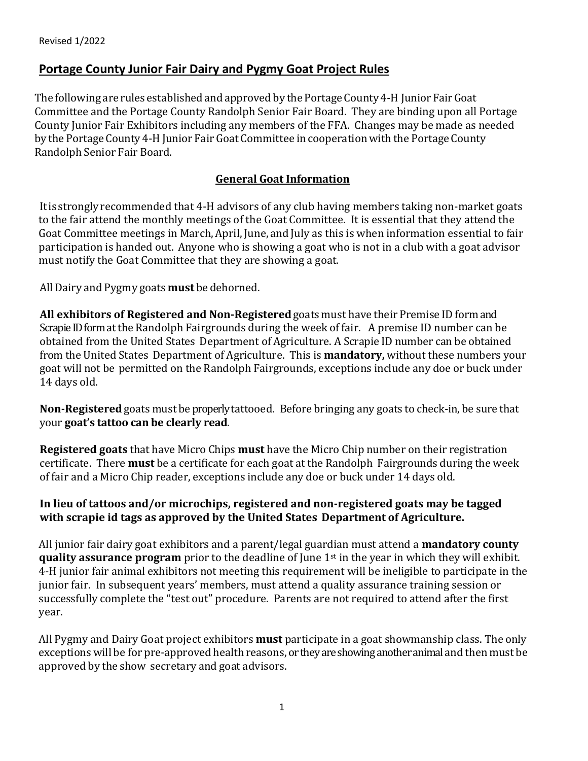Revised 1/2022

# Portage County Junior Fair Dairy and Pygmy Goat Project Rules

The following are rules established and approved by the Portage County 4-H Junior Fair Goat Committee and the Portage County Randolph Senior Fair Board. They are binding upon all Portage County Junior Fair Exhibitors including any members of the FFA. Changes may be made as needed by the Portage County 4-H Junior Fair Goat Committee in cooperation with the Portage County Randolph Senior Fair Board.

## General Goat Information

It is strongly recommended that 4-H advisors of any club having members taking non-market goats to the fair attend the monthly meetings of the Goat Committee. It is essential that they attend the Goat Committee meetings in March, April, June, and July as this is when information essential to fair participation is handed out. Anyone who is showing a goat who is not in a club with a goat advisor must notify the Goat Committee that they are showing a goat.

All Dairy and Pygmy goats **must** be dehorned.

**All exhibitors of Registered and Non-Registered** goats must have their Premise ID form and Scrapie ID form at the Randolph Fairgrounds during the week of fair. A premise ID number can be obtained from the United States Department of Agriculture. A Scrapie ID number can be obtained from the United States Department of Agriculture. This is **mandatory,** without these numbers your goat will not be permitted on the Randolph Fairgrounds, exceptions include any doe or buck under 14 days old.

**Non-Registered** goats must be properly tattooed. Before bringing any goats to check-in, be sure that your **goat's tattoo can be clearly read**.

**Registered goats** that have Micro Chips **must** have the Micro Chip number on their registration certificate. There **must** be a certificate for each goat at the Randolph Fairgrounds during the week of fair and a Micro Chip reader, exceptions include any doe or buck under 14 days old.

**In lieu of tattoos and/or microchips, registered and non-registered goats may be tagged with scrapie id tags as approved by the United States Department of Agriculture.**

All junior fair dairy goat exhibitors and a parent/legal guardian must attend a **mandatory county quality assurance program** prior to the deadline of June 1st in the year in which they will exhibit. 4-H junior fair animal exhibitors not meeting this requirement will be ineligible to participate in the junior fair. In subsequent years' members, must attend a quality assurance training session or successfully complete the "test out" procedure. Parents are not required to attend after the first year.

All Pygmy and Dairy Goat project exhibitors **must** participate in a goat showmanship class. The only exceptions will be for pre-approved health reasons, or they are showing another animal and then must be approved by the show secretary and goat advisors.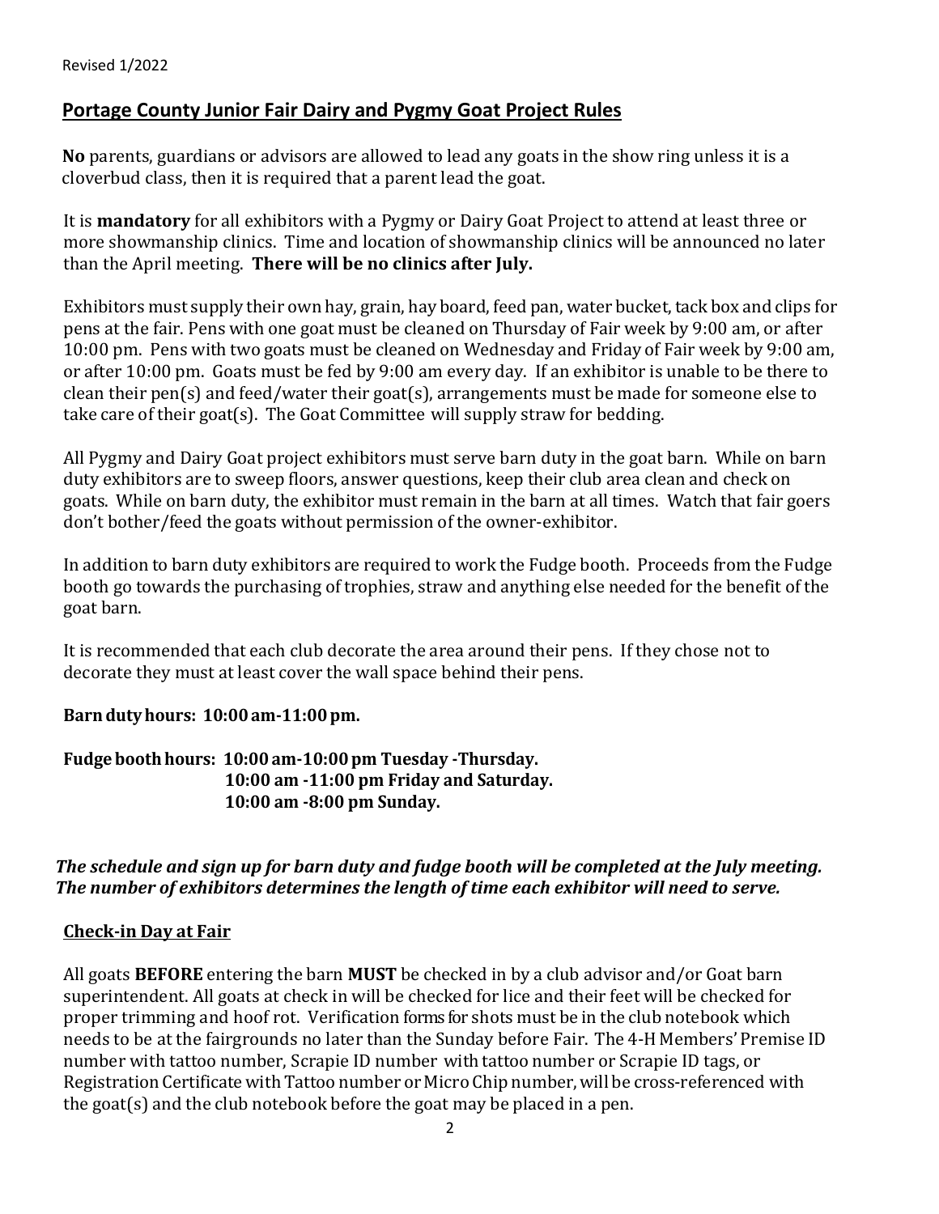Revised 1/2022

## Portage County Junior Fair Dairy and Pygmy Goat Project Rules

**No** parents, guardians or advisors are allowed to lead any goats in the show ring unless it is a cloverbud class, then it is required that a parent lead the goat.

It is **mandatory** for all exhibitors with a Pygmy or Dairy Goat Project to attend at least three or more showmanship clinics. Time and location of showmanship clinics will be announced no later than the April meeting. **There will be no clinics after July.**

Exhibitors must supply their own hay, grain, hay board, feed pan, water bucket, tack box and clips for pens at the fair. Pens with one goat must be cleaned on Thursday of Fair week by 9:00 am, or after 10:00 pm. Pens with two goats must be cleaned on Wednesday and Friday of Fair week by 9:00 am, or after 10:00 pm. Goats must be fed by 9:00 am every day. If an exhibitor is unable to be there to clean their pen(s) and feed/water their goat(s), arrangements must be made for someone else to take care of their goat(s). The Goat Committee will supply straw for bedding.

All Pygmy and Dairy Goat project exhibitors must serve barn duty in the goat barn. While on barn duty exhibitors are to sweep floors, answer questions, keep their club area clean and check on goats. While on barn duty, the exhibitor must remain in the barn at all times. Watch that fair goers don't bother/feed the goats without permission of the owner-exhibitor.

In addition to barn duty exhibitors are required to work the Fudge booth. Proceeds from the Fudge booth go towards the purchasing of trophies, straw and anything else needed for the benefit of the goat barn.

It is recommended that each club decorate the area around their pens. If they chose not to decorate they must at least cover the wall space behind their pens.

**Barn duty hours: 10:00 am-11:00 pm.**

**Fudge booth hours: 10:00 am-10:00 pm Tuesday -Thursday.**
**10:00 am -11:00 pm Friday and Saturday.**
**10:00 am -8:00 pm Sunday.**

***The schedule and sign up for barn duty and fudge booth will be completed at the July meeting. The number of exhibitors determines the length of time each exhibitor will need to serve.***

### Check-in Day at Fair

All goats **BEFORE** entering the barn **MUST** be checked in by a club advisor and/or Goat barn superintendent. All goats at check in will be checked for lice and their feet will be checked for proper trimming and hoof rot. Verification forms for shots must be in the club notebook which needs to be at the fairgrounds no later than the Sunday before Fair. The 4-H Members' Premise ID number with tattoo number, Scrapie ID number with tattoo number or Scrapie ID tags, or Registration Certificate with Tattoo number or Micro Chip number, will be cross-referenced with the goat(s) and the club notebook before the goat may be placed in a pen.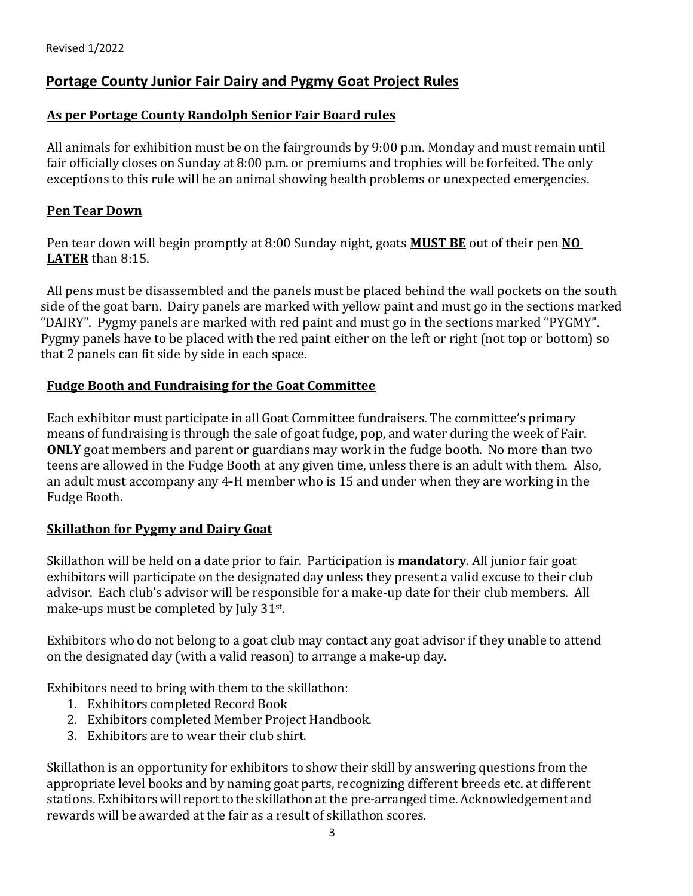Revised 1/2022

## Portage County Junior Fair Dairy and Pygmy Goat Project Rules

### As per Portage County Randolph Senior Fair Board rules

All animals for exhibition must be on the fairgrounds by 9:00 p.m. Monday and must remain until fair officially closes on Sunday at 8:00 p.m. or premiums and trophies will be forfeited. The only exceptions to this rule will be an animal showing health problems or unexpected emergencies.

### Pen Tear Down

Pen tear down will begin promptly at 8:00 Sunday night, goats **MUST BE** out of their pen **NO LATER** than 8:15.

All pens must be disassembled and the panels must be placed behind the wall pockets on the south side of the goat barn. Dairy panels are marked with yellow paint and must go in the sections marked "DAIRY". Pygmy panels are marked with red paint and must go in the sections marked "PYGMY". Pygmy panels have to be placed with the red paint either on the left or right (not top or bottom) so that 2 panels can fit side by side in each space.

### Fudge Booth and Fundraising for the Goat Committee

Each exhibitor must participate in all Goat Committee fundraisers. The committee's primary means of fundraising is through the sale of goat fudge, pop, and water during the week of Fair. **ONLY** goat members and parent or guardians may work in the fudge booth. No more than two teens are allowed in the Fudge Booth at any given time, unless there is an adult with them. Also, an adult must accompany any 4-H member who is 15 and under when they are working in the Fudge Booth.

### Skillathon for Pygmy and Dairy Goat

Skillathon will be held on a date prior to fair. Participation is **mandatory**. All junior fair goat exhibitors will participate on the designated day unless they present a valid excuse to their club advisor. Each club's advisor will be responsible for a make-up date for their club members. All make-ups must be completed by July 31st.

Exhibitors who do not belong to a goat club may contact any goat advisor if they unable to attend on the designated day (with a valid reason) to arrange a make-up day.

Exhibitors need to bring with them to the skillathon:

1. Exhibitors completed Record Book
2. Exhibitors completed Member Project Handbook.
3. Exhibitors are to wear their club shirt.

Skillathon is an opportunity for exhibitors to show their skill by answering questions from the appropriate level books and by naming goat parts, recognizing different breeds etc. at different stations. Exhibitors will report to the skillathon at the pre-arranged time. Acknowledgement and rewards will be awarded at the fair as a result of skillathon scores.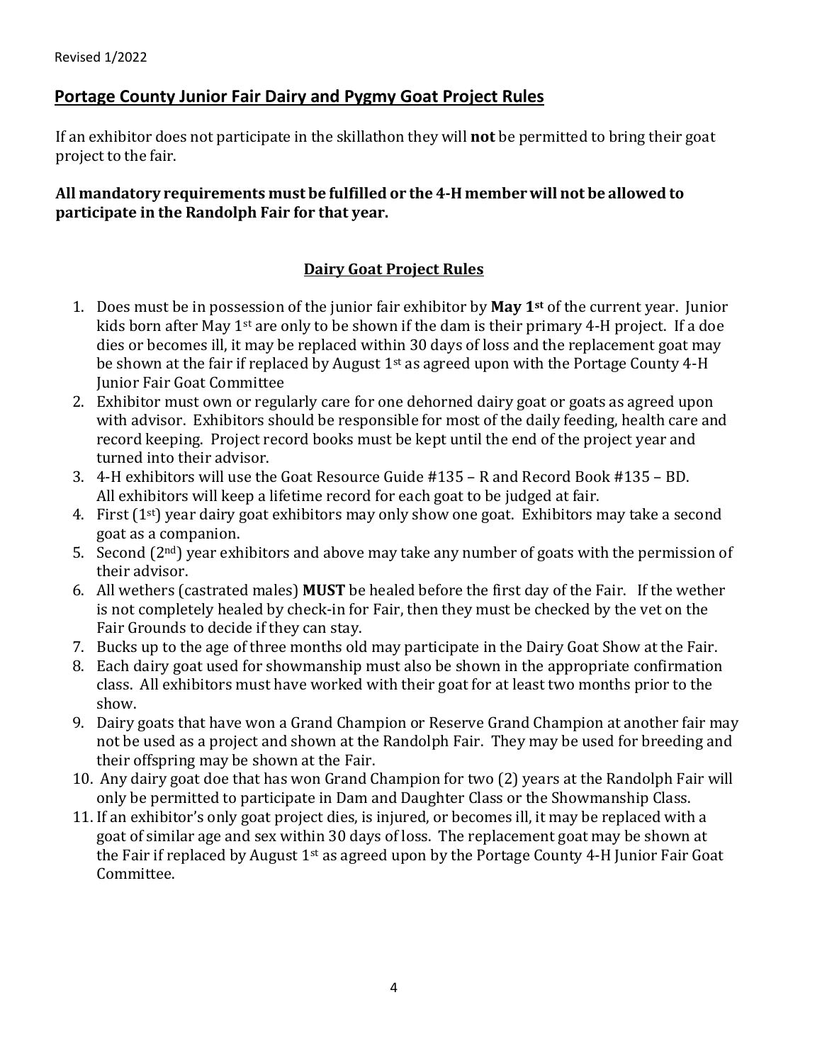Revised 1/2022

## Portage County Junior Fair Dairy and Pygmy Goat Project Rules

If an exhibitor does not participate in the skillathon they will **not** be permitted to bring their goat project to the fair.

**All mandatory requirements must be fulfilled or the 4-H member will not be allowed to participate in the Randolph Fair for that year.**

### Dairy Goat Project Rules

1. Does must be in possession of the junior fair exhibitor by **May 1st** of the current year. Junior kids born after May 1st are only to be shown if the dam is their primary 4-H project. If a doe dies or becomes ill, it may be replaced within 30 days of loss and the replacement goat may be shown at the fair if replaced by August 1st as agreed upon with the Portage County 4-H Junior Fair Goat Committee
2. Exhibitor must own or regularly care for one dehorned dairy goat or goats as agreed upon with advisor. Exhibitors should be responsible for most of the daily feeding, health care and record keeping. Project record books must be kept until the end of the project year and turned into their advisor.
3. 4-H exhibitors will use the Goat Resource Guide #135 – R and Record Book #135 – BD. All exhibitors will keep a lifetime record for each goat to be judged at fair.
4. First (1st) year dairy goat exhibitors may only show one goat. Exhibitors may take a second goat as a companion.
5. Second (2nd) year exhibitors and above may take any number of goats with the permission of their advisor.
6. All wethers (castrated males) **MUST** be healed before the first day of the Fair. If the wether is not completely healed by check-in for Fair, then they must be checked by the vet on the Fair Grounds to decide if they can stay.
7. Bucks up to the age of three months old may participate in the Dairy Goat Show at the Fair.
8. Each dairy goat used for showmanship must also be shown in the appropriate confirmation class. All exhibitors must have worked with their goat for at least two months prior to the show.
9. Dairy goats that have won a Grand Champion or Reserve Grand Champion at another fair may not be used as a project and shown at the Randolph Fair. They may be used for breeding and their offspring may be shown at the Fair.
10. Any dairy goat doe that has won Grand Champion for two (2) years at the Randolph Fair will only be permitted to participate in Dam and Daughter Class or the Showmanship Class.
11. If an exhibitor's only goat project dies, is injured, or becomes ill, it may be replaced with a goat of similar age and sex within 30 days of loss. The replacement goat may be shown at the Fair if replaced by August 1st as agreed upon by the Portage County 4-H Junior Fair Goat Committee.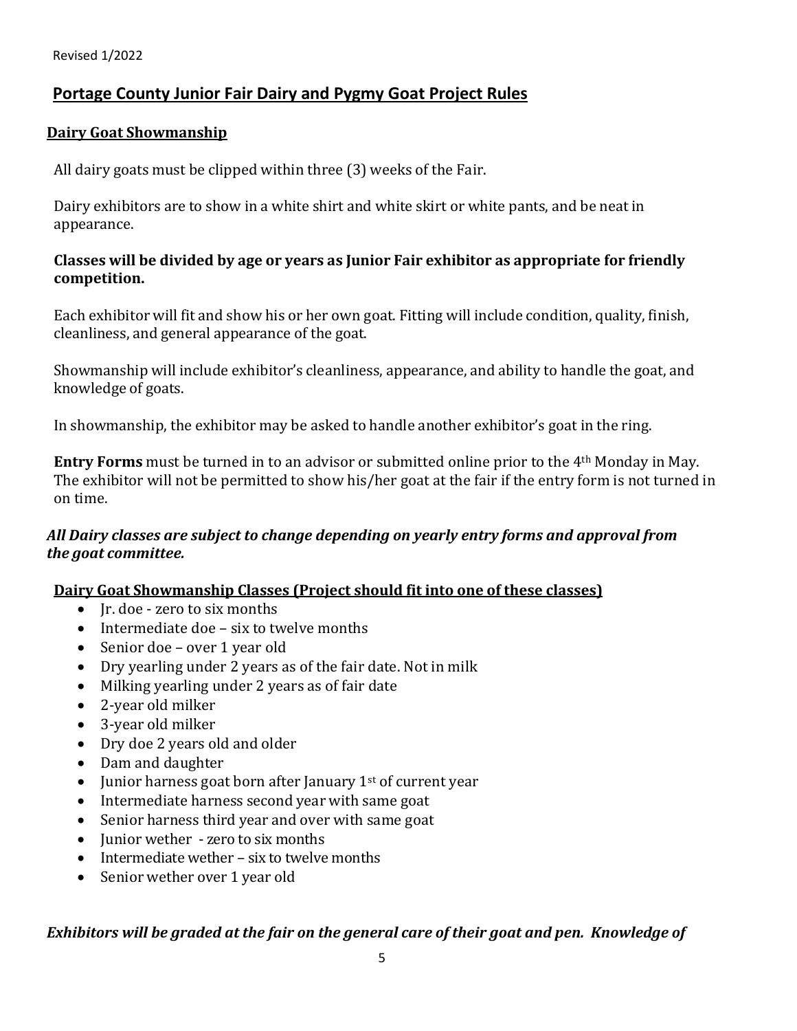Revised 1/2022

## Portage County Junior Fair Dairy and Pygmy Goat Project Rules

### Dairy Goat Showmanship

All dairy goats must be clipped within three (3) weeks of the Fair.

Dairy exhibitors are to show in a white shirt and white skirt or white pants, and be neat in appearance.

**Classes will be divided by age or years as Junior Fair exhibitor as appropriate for friendly competition.**

Each exhibitor will fit and show his or her own goat. Fitting will include condition, quality, finish, cleanliness, and general appearance of the goat.

Showmanship will include exhibitor's cleanliness, appearance, and ability to handle the goat, and knowledge of goats.

In showmanship, the exhibitor may be asked to handle another exhibitor's goat in the ring.

**Entry Forms** must be turned in to an advisor or submitted online prior to the 4th Monday in May. The exhibitor will not be permitted to show his/her goat at the fair if the entry form is not turned in on time.

***All Dairy classes are subject to change depending on yearly entry forms and approval from the goat committee.***

**Dairy Goat Showmanship Classes (Project should fit into one of these classes)**

- Jr. doe - zero to six months
- Intermediate doe – six to twelve months
- Senior doe – over 1 year old
- Dry yearling under 2 years as of the fair date. Not in milk
- Milking yearling under 2 years as of fair date
- 2-year old milker
- 3-year old milker
- Dry doe 2 years old and older
- Dam and daughter
- Junior harness goat born after January 1st of current year
- Intermediate harness second year with same goat
- Senior harness third year and over with same goat
- Junior wether - zero to six months
- Intermediate wether – six to twelve months
- Senior wether over 1 year old

***Exhibitors will be graded at the fair on the general care of their goat and pen. Knowledge of***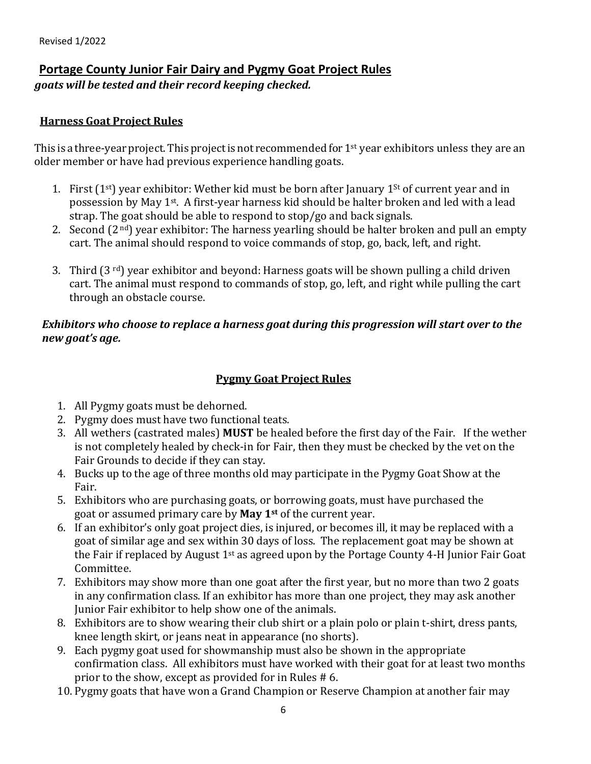Revised 1/2022

## Portage County Junior Fair Dairy and Pygmy Goat Project Rules

***goats will be tested and their record keeping checked.***

### Harness Goat Project Rules

This is a three-year project. This project is not recommended for 1st year exhibitors unless they are an older member or have had previous experience handling goats.

1. First (1st) year exhibitor: Wether kid must be born after January 1St of current year and in possession by May 1st. A first-year harness kid should be halter broken and led with a lead strap. The goat should be able to respond to stop/go and back signals.
2. Second (2nd) year exhibitor: The harness yearling should be halter broken and pull an empty cart. The animal should respond to voice commands of stop, go, back, left, and right.
3. Third (3rd) year exhibitor and beyond: Harness goats will be shown pulling a child driven cart. The animal must respond to commands of stop, go, left, and right while pulling the cart through an obstacle course.

***Exhibitors who choose to replace a harness goat during this progression will start over to the new goat's age.***

### Pygmy Goat Project Rules

1. All Pygmy goats must be dehorned.
2. Pygmy does must have two functional teats.
3. All wethers (castrated males) **MUST** be healed before the first day of the Fair. If the wether is not completely healed by check-in for Fair, then they must be checked by the vet on the Fair Grounds to decide if they can stay.
4. Bucks up to the age of three months old may participate in the Pygmy Goat Show at the Fair.
5. Exhibitors who are purchasing goats, or borrowing goats, must have purchased the goat or assumed primary care by **May 1st** of the current year.
6. If an exhibitor's only goat project dies, is injured, or becomes ill, it may be replaced with a goat of similar age and sex within 30 days of loss. The replacement goat may be shown at the Fair if replaced by August 1st as agreed upon by the Portage County 4-H Junior Fair Goat Committee.
7. Exhibitors may show more than one goat after the first year, but no more than two 2 goats in any confirmation class. If an exhibitor has more than one project, they may ask another Junior Fair exhibitor to help show one of the animals.
8. Exhibitors are to show wearing their club shirt or a plain polo or plain t-shirt, dress pants, knee length skirt, or jeans neat in appearance (no shorts).
9. Each pygmy goat used for showmanship must also be shown in the appropriate confirmation class. All exhibitors must have worked with their goat for at least two months prior to the show, except as provided for in Rules # 6.
10. Pygmy goats that have won a Grand Champion or Reserve Champion at another fair may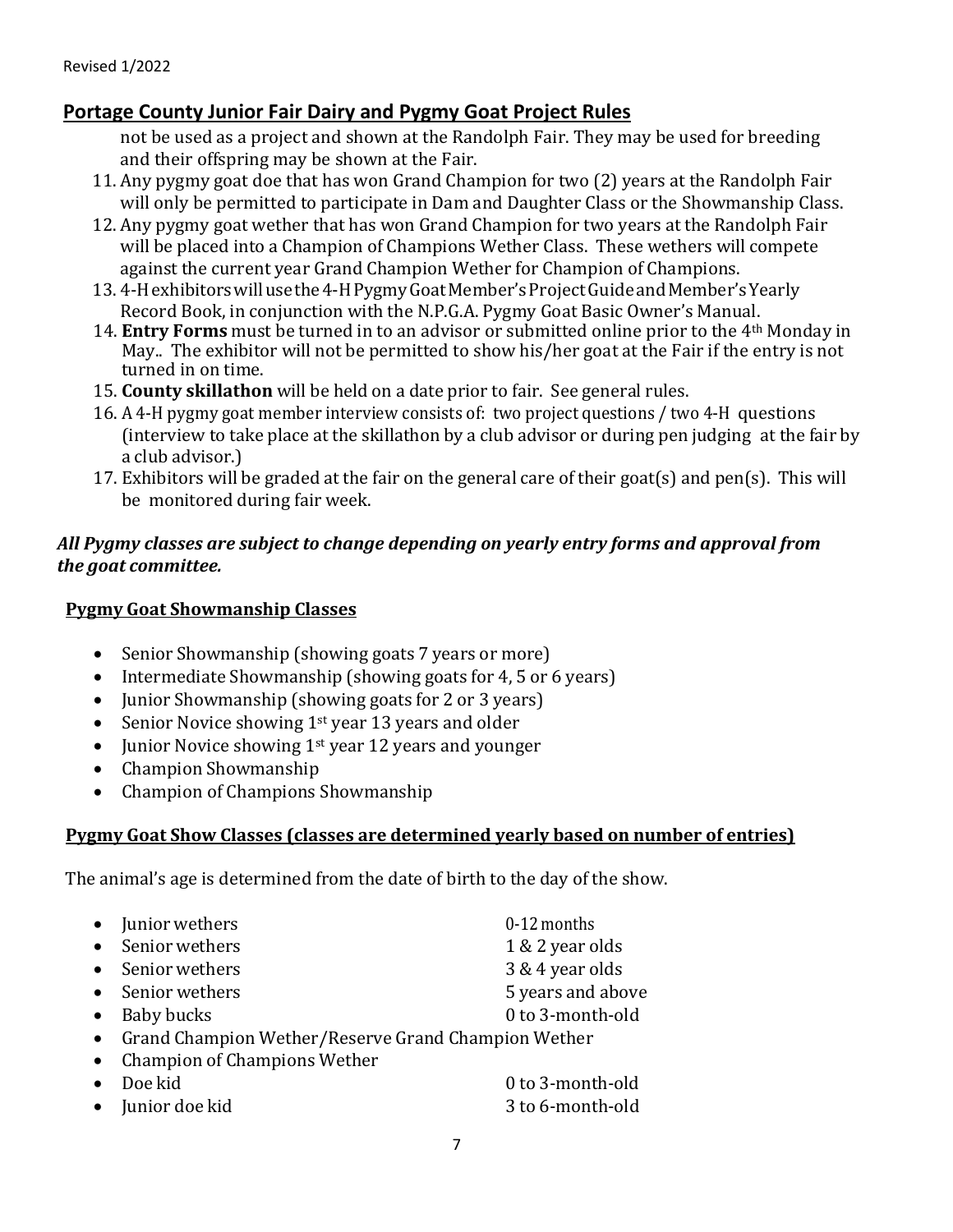Revised 1/2022

## Portage County Junior Fair Dairy and Pygmy Goat Project Rules

not be used as a project and shown at the Randolph Fair. They may be used for breeding and their offspring may be shown at the Fair.

11. Any pygmy goat doe that has won Grand Champion for two (2) years at the Randolph Fair will only be permitted to participate in Dam and Daughter Class or the Showmanship Class.
12. Any pygmy goat wether that has won Grand Champion for two years at the Randolph Fair will be placed into a Champion of Champions Wether Class. These wethers will compete against the current year Grand Champion Wether for Champion of Champions.
13. 4-H exhibitors will use the 4-H Pygmy Goat Member's Project Guide and Member's Yearly Record Book, in conjunction with the N.P.G.A. Pygmy Goat Basic Owner's Manual.
14. **Entry Forms** must be turned in to an advisor or submitted online prior to the 4th Monday in May.. The exhibitor will not be permitted to show his/her goat at the Fair if the entry is not turned in on time.
15. **County skillathon** will be held on a date prior to fair. See general rules.
16. A 4-H pygmy goat member interview consists of: two project questions / two 4-H questions (interview to take place at the skillathon by a club advisor or during pen judging at the fair by a club advisor.)
17. Exhibitors will be graded at the fair on the general care of their goat(s) and pen(s). This will be monitored during fair week.

***All Pygmy classes are subject to change depending on yearly entry forms and approval from the goat committee.***

### Pygmy Goat Showmanship Classes

- Senior Showmanship (showing goats 7 years or more)
- Intermediate Showmanship (showing goats for 4, 5 or 6 years)
- Junior Showmanship (showing goats for 2 or 3 years)
- Senior Novice showing 1st year 13 years and older
- Junior Novice showing 1st year 12 years and younger
- Champion Showmanship
- Champion of Champions Showmanship

### Pygmy Goat Show Classes (classes are determined yearly based on number of entries)

The animal's age is determined from the date of birth to the day of the show.

- Junior wethers — 0-12 months
- Senior wethers — 1 & 2 year olds
- Senior wethers — 3 & 4 year olds
- Senior wethers — 5 years and above
- Baby bucks — 0 to 3-month-old
- Grand Champion Wether/Reserve Grand Champion Wether
- Champion of Champions Wether
- Doe kid — 0 to 3-month-old
- Junior doe kid — 3 to 6-month-old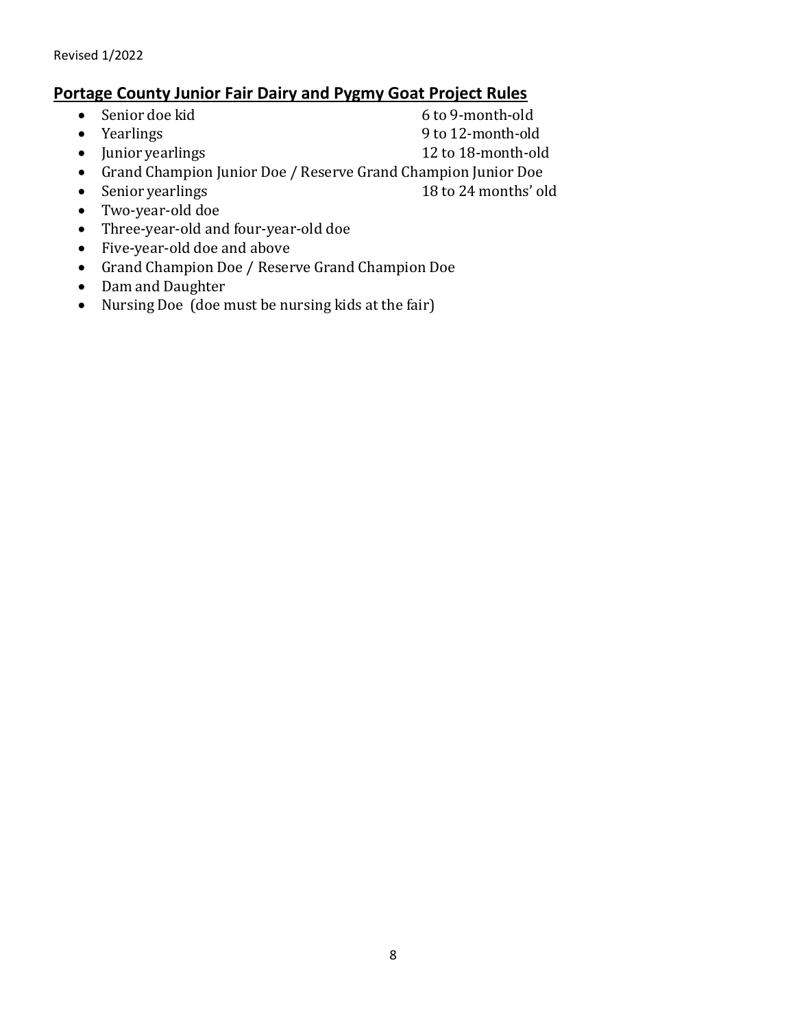## Portage County Junior Fair Dairy and Pygmy Goat Project Rules

- Senior doe kid 6 to 9-month-old
- Yearlings 9 to 12-month-old
- Junior yearlings 12 to 18-month-old
- Grand Champion Junior Doe / Reserve Grand Champion Junior Doe
- Senior yearlings 18 to 24 months' old
- Two-year-old doe
- Three-year-old and four-year-old doe
- Five-year-old doe and above
- Grand Champion Doe / Reserve Grand Champion Doe
- Dam and Daughter
- Nursing Doe (doe must be nursing kids at the fair)